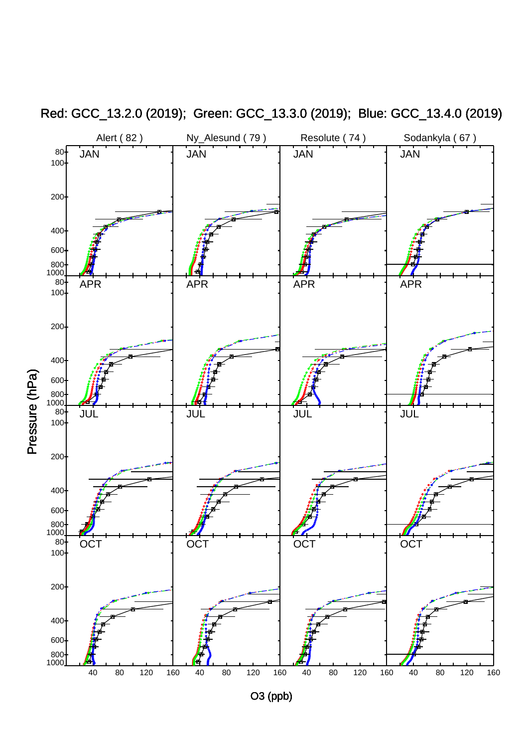Red: GCC_13.2.0 (2019); Green: GCC_13.3.0 (2019); Blue: GCC_13.4.0 (2019)

Alert ( 82 )   Ny_Alesund ( 79 )   Resolute ( 74 )   Sodankyla ( 67 )

JAN

APR

JUL

OCT

Pressure (hPa)

O3 (ppb)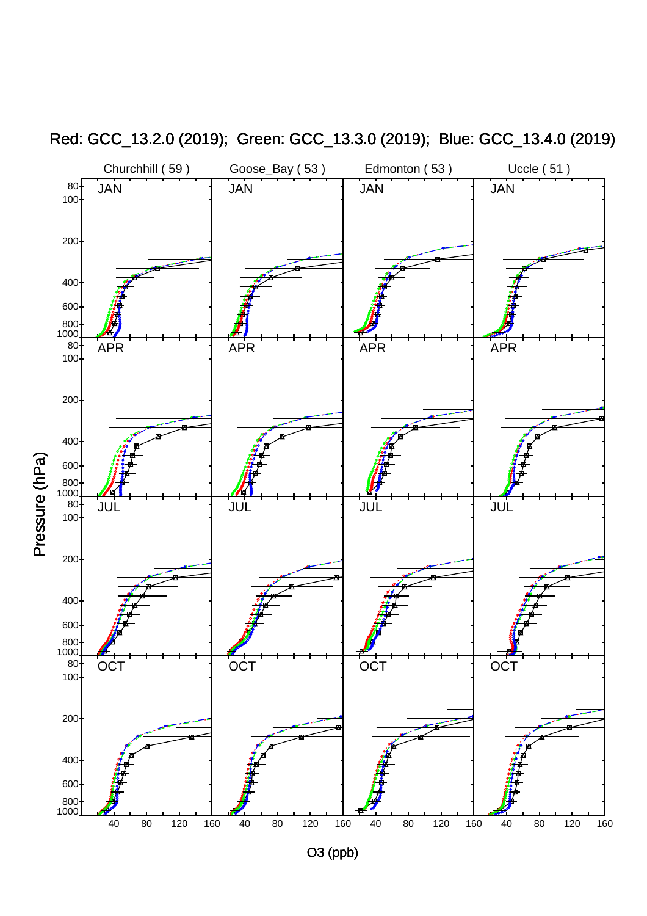Red: GCC_13.2.0 (2019); Green: GCC_13.3.0 (2019); Blue: GCC_13.4.0 (2019)

Churchhill ( 59 ) | Goose_Bay ( 53 ) | Edmonton ( 53 ) | Uccle ( 51 )

JAN | APR | JUL | OCT

Pressure (hPa)

O3 (ppb)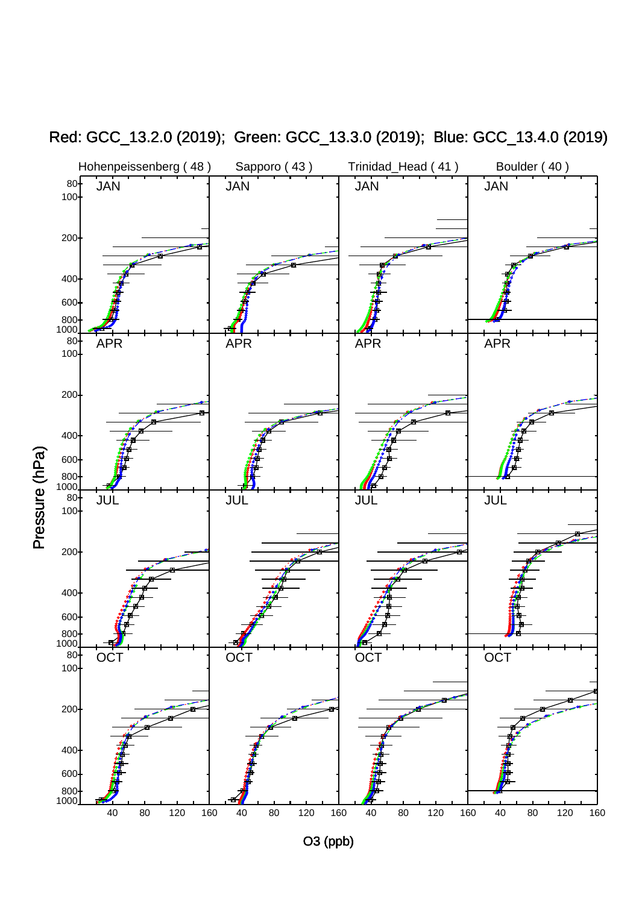Red: GCC_13.2.0 (2019); Green: GCC_13.3.0 (2019); Blue: GCC_13.4.0 (2019)

Hohenpeissenberg ( 48 ) Sapporo ( 43 ) Trinidad_Head ( 41 ) Boulder ( 40 )

JAN JAN JAN JAN

APR APR APR APR

JUL JUL JUL JUL

OCT OCT OCT OCT

Pressure (hPa)

80 100 200 400 600 800 1000

40 80 120 160

O3 (ppb)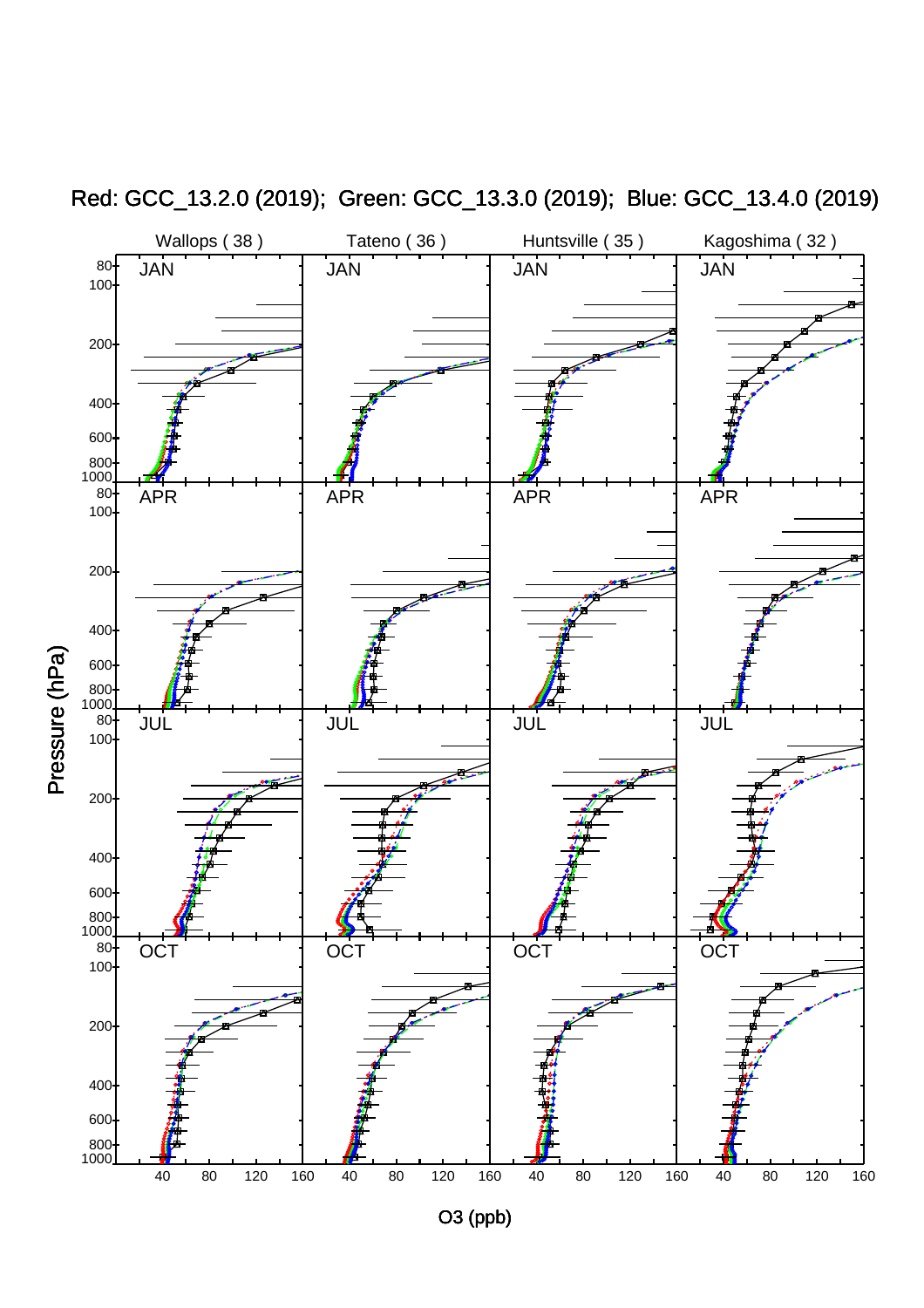Red: GCC_13.2.0 (2019); Green: GCC_13.3.0 (2019); Blue: GCC_13.4.0 (2019)

Wallops ( 38 ) Tateno ( 36 ) Huntsville ( 35 ) Kagoshima ( 32 )

JAN APR JUL OCT

Pressure (hPa)

O3 (ppb)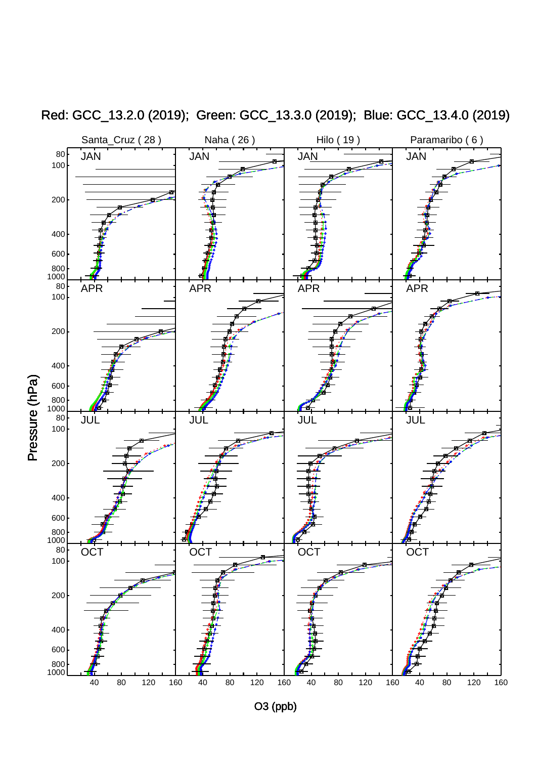Red: GCC_13.2.0 (2019); Green: GCC_13.3.0 (2019); Blue: GCC_13.4.0 (2019)

Santa_Cruz ( 28 )    Naha ( 26 )    Hilo ( 19 )    Paramaribo ( 6 )

JAN    APR    JUL    OCT

Pressure (hPa)

O3 (ppb)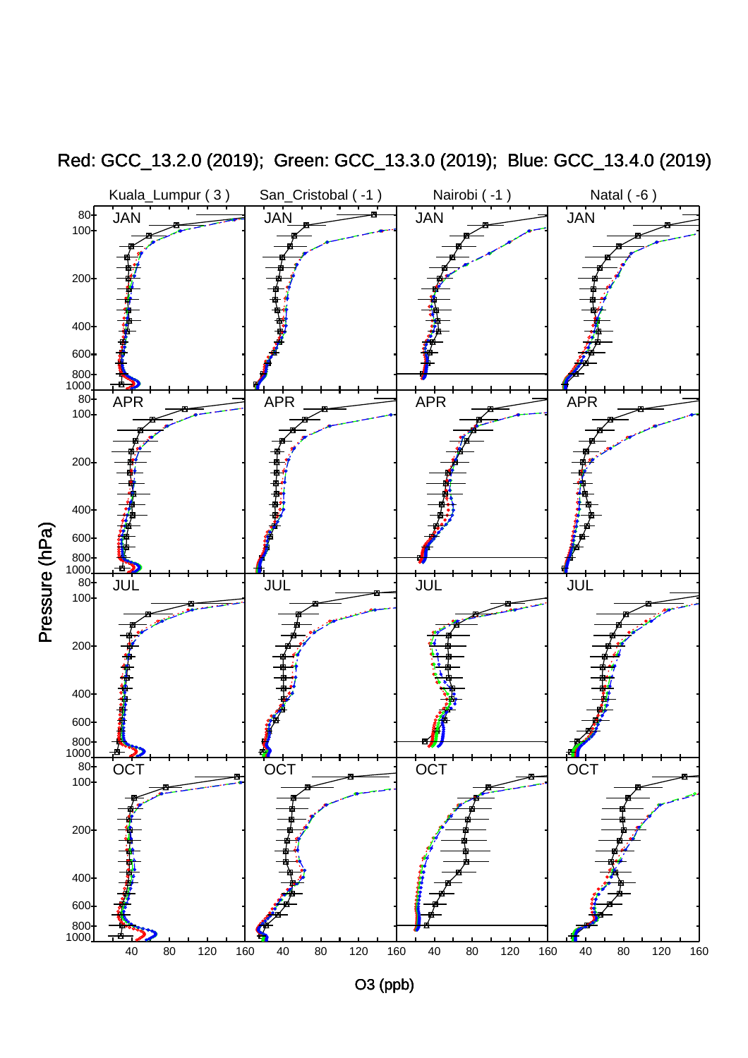Red: GCC_13.2.0 (2019); Green: GCC_13.3.0 (2019); Blue: GCC_13.4.0 (2019)

Kuala_Lumpur ( 3 ) | San_Cristobal ( -1 ) | Nairobi ( -1 ) | Natal ( -6 )

JAN | APR | JUL | OCT

Pressure (hPa)

80, 100, 200, 400, 600, 800, 1000

O3 (ppb)

40, 80, 120, 160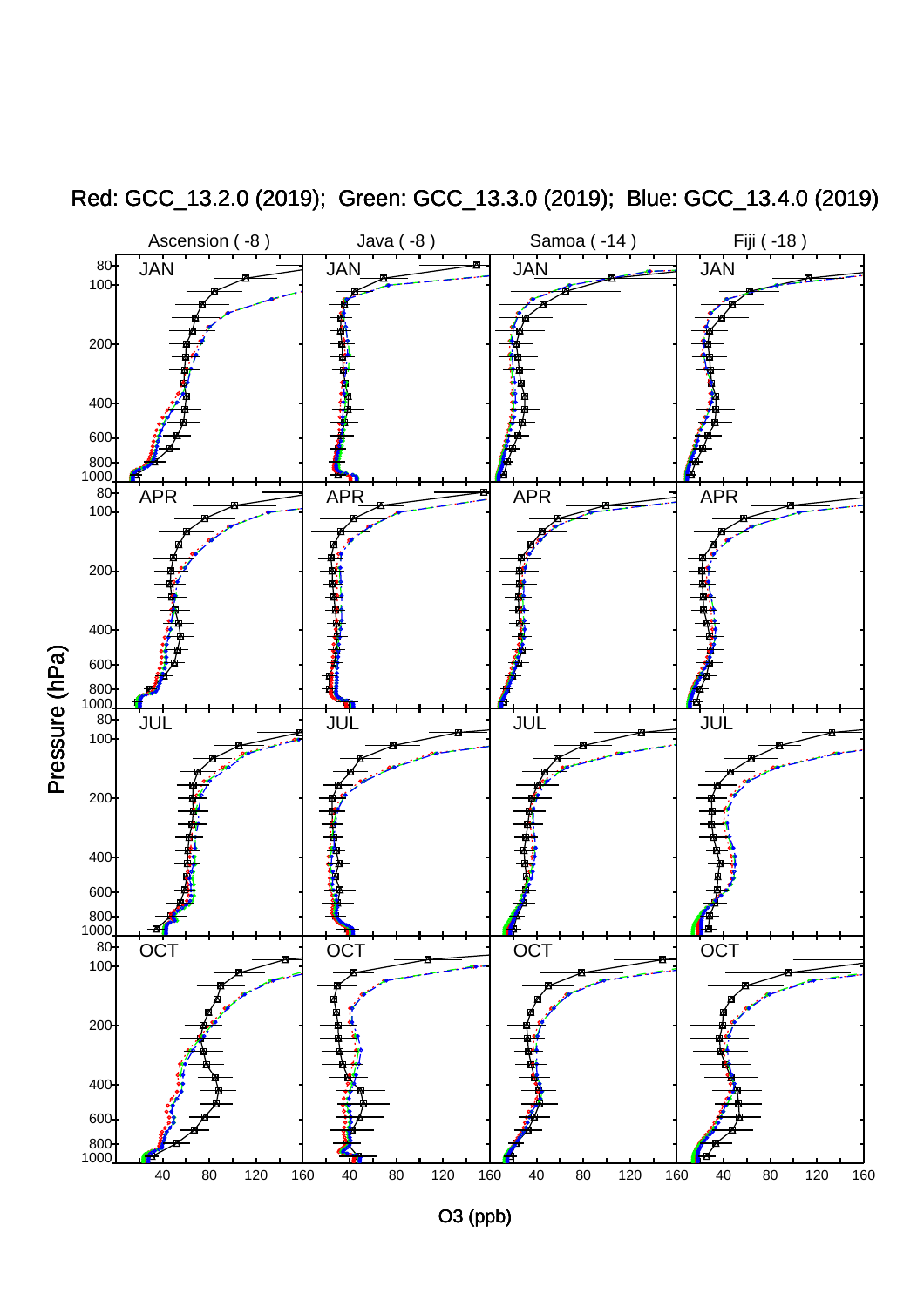Red: GCC_13.2.0 (2019); Green: GCC_13.3.0 (2019); Blue: GCC_13.4.0 (2019)

Ascension ( -8 ) | Java ( -8 ) | Samoa ( -14 ) | Fiji ( -18 )

JAN | APR | JUL | OCT

Pressure (hPa)

O3 (ppb)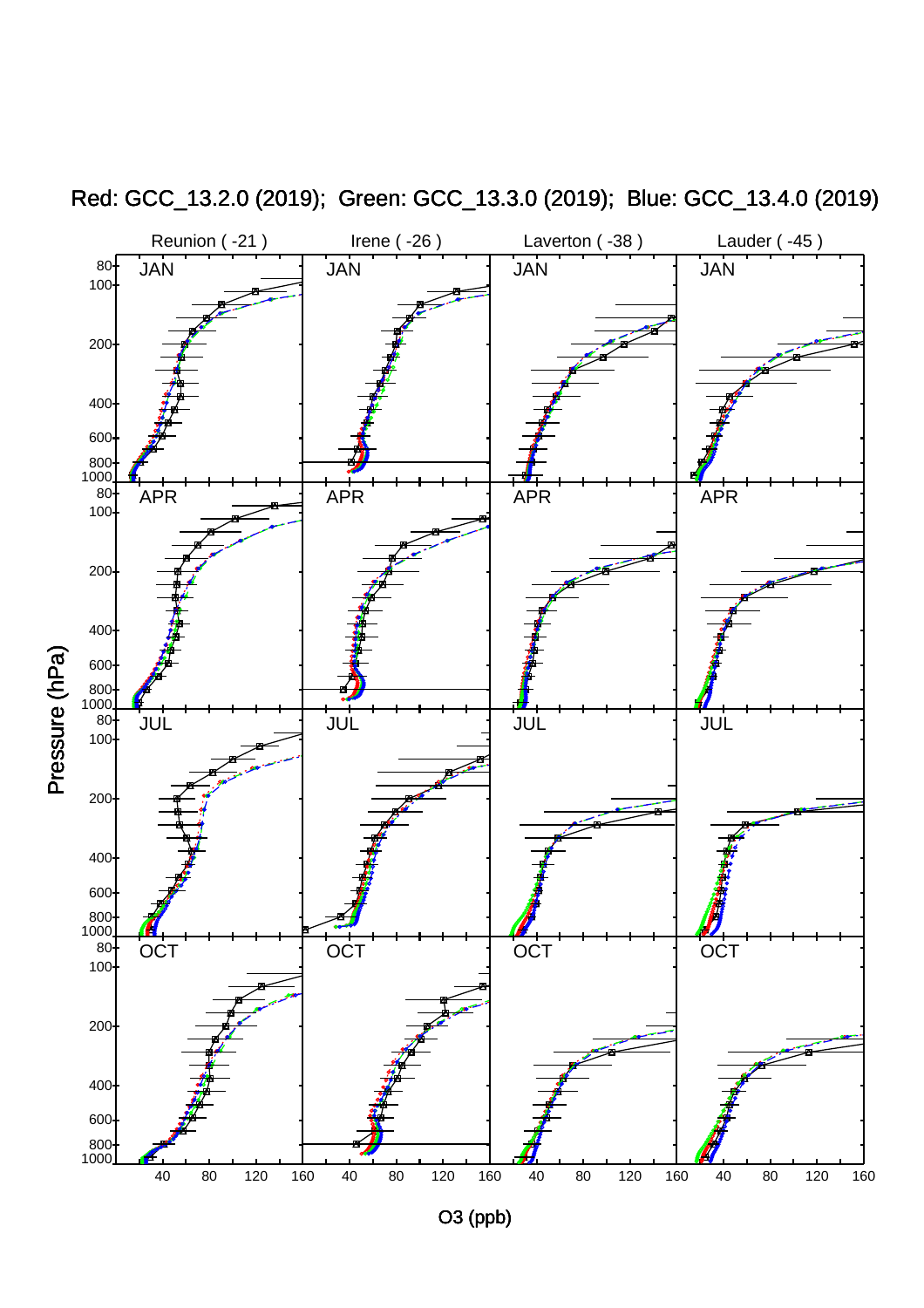Red: GCC_13.2.0 (2019); Green: GCC_13.3.0 (2019); Blue: GCC_13.4.0 (2019)

Reunion ( -21 ) | Irene ( -26 ) | Laverton ( -38 ) | Lauder ( -45 )

JAN | JAN | JAN | JAN

APR | APR | APR | APR

JUL | JUL | JUL | JUL

OCT | OCT | OCT | OCT

Pressure (hPa)

80, 100, 200, 400, 600, 800, 1000

40, 80, 120, 160

O3 (ppb)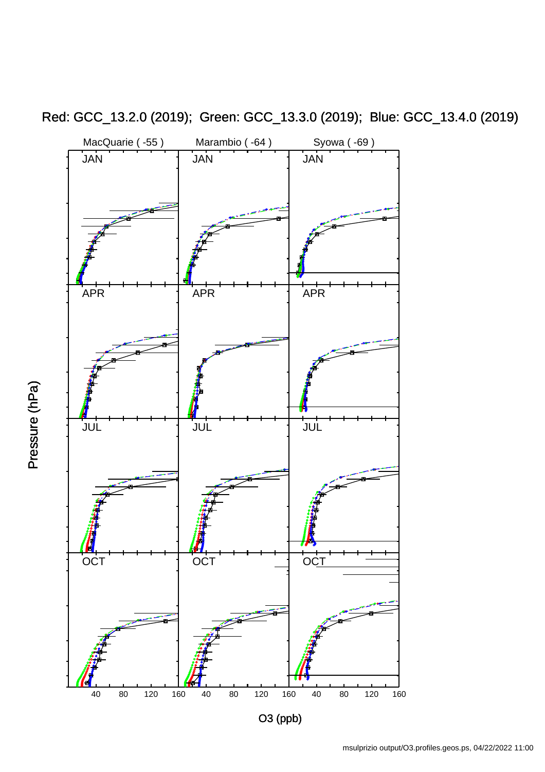Red: GCC_13.2.0 (2019); Green: GCC_13.3.0 (2019); Blue: GCC_13.4.0 (2019)

MacQuarie ( -55 )

Marambio ( -64 )

Syowa ( -69 )

JAN

JAN

JAN

APR

APR

APR

JUL

JUL

JUL

OCT

OCT

OCT

Pressure (hPa)

40 80 120 160 40 80 120 160 40 80 120 160

O3 (ppb)

msulprizio output/O3.profiles.geos.ps, 04/22/2022 11:00